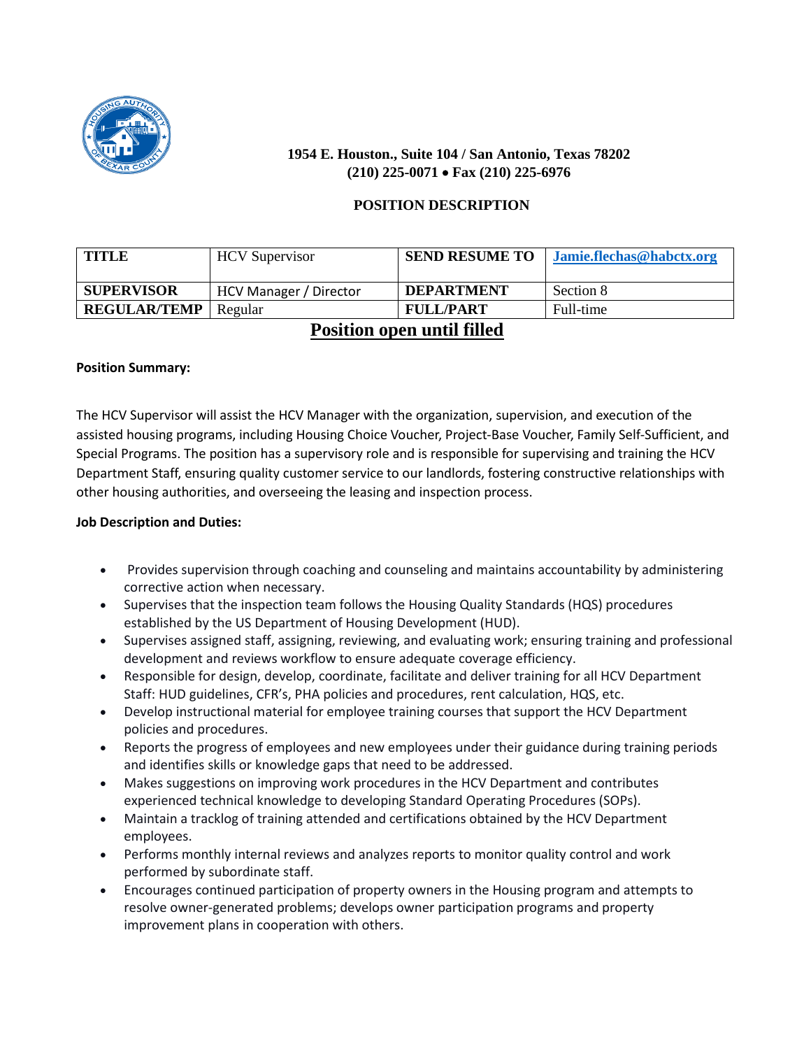1954 E. Houston., Suite 104 / San Antonio, Texas 78202
(210) 225-0071 • Fax (210) 225-6976

**POSITION DESCRIPTION**

| TITLE | HCV Supervisor | SEND RESUME TO | Jamie.flechas@habctx.org |
|---|---|---|---|
| SUPERVISOR | HCV Manager / Director | DEPARTMENT | Section 8 |
| REGULAR/TEMP | Regular | FULL/PART | Full-time |

**Position open until filled**

**Position Summary:**

The HCV Supervisor will assist the HCV Manager with the organization, supervision, and execution of the assisted housing programs, including Housing Choice Voucher, Project-Base Voucher, Family Self-Sufficient, and Special Programs. The position has a supervisory role and is responsible for supervising and training the HCV Department Staff, ensuring quality customer service to our landlords, fostering constructive relationships with other housing authorities, and overseeing the leasing and inspection process.

**Job Description and Duties:**

- Provides supervision through coaching and counseling and maintains accountability by administering corrective action when necessary.
- Supervises that the inspection team follows the Housing Quality Standards (HQS) procedures established by the US Department of Housing Development (HUD).
- Supervises assigned staff, assigning, reviewing, and evaluating work; ensuring training and professional development and reviews workflow to ensure adequate coverage efficiency.
- Responsible for design, develop, coordinate, facilitate and deliver training for all HCV Department Staff: HUD guidelines, CFR's, PHA policies and procedures, rent calculation, HQS, etc.
- Develop instructional material for employee training courses that support the HCV Department policies and procedures.
- Reports the progress of employees and new employees under their guidance during training periods and identifies skills or knowledge gaps that need to be addressed.
- Makes suggestions on improving work procedures in the HCV Department and contributes experienced technical knowledge to developing Standard Operating Procedures (SOPs).
- Maintain a tracklog of training attended and certifications obtained by the HCV Department employees.
- Performs monthly internal reviews and analyzes reports to monitor quality control and work performed by subordinate staff.
- Encourages continued participation of property owners in the Housing program and attempts to resolve owner-generated problems; develops owner participation programs and property improvement plans in cooperation with others.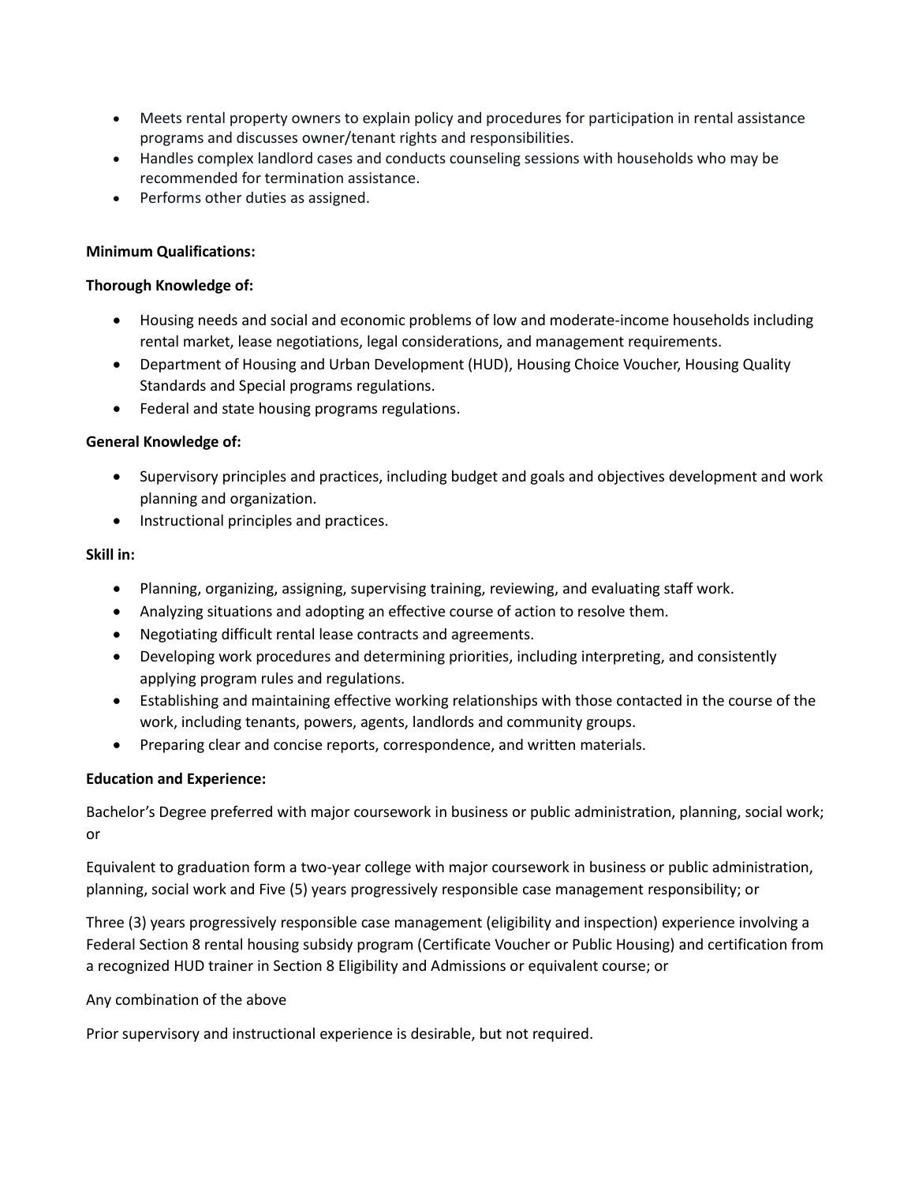- Meets rental property owners to explain policy and procedures for participation in rental assistance programs and discusses owner/tenant rights and responsibilities.
- Handles complex landlord cases and conducts counseling sessions with households who may be recommended for termination assistance.
- Performs other duties as assigned.

**Minimum Qualifications:**

**Thorough Knowledge of:**

- Housing needs and social and economic problems of low and moderate-income households including rental market, lease negotiations, legal considerations, and management requirements.
- Department of Housing and Urban Development (HUD), Housing Choice Voucher, Housing Quality Standards and Special programs regulations.
- Federal and state housing programs regulations.

**General Knowledge of:**

- Supervisory principles and practices, including budget and goals and objectives development and work planning and organization.
- Instructional principles and practices.

**Skill in:**

- Planning, organizing, assigning, supervising training, reviewing, and evaluating staff work.
- Analyzing situations and adopting an effective course of action to resolve them.
- Negotiating difficult rental lease contracts and agreements.
- Developing work procedures and determining priorities, including interpreting, and consistently applying program rules and regulations.
- Establishing and maintaining effective working relationships with those contacted in the course of the work, including tenants, powers, agents, landlords and community groups.
- Preparing clear and concise reports, correspondence, and written materials.

**Education and Experience:**

Bachelor's Degree preferred with major coursework in business or public administration, planning, social work; or

Equivalent to graduation form a two-year college with major coursework in business or public administration, planning, social work and Five (5) years progressively responsible case management responsibility; or

Three (3) years progressively responsible case management (eligibility and inspection) experience involving a Federal Section 8 rental housing subsidy program (Certificate Voucher or Public Housing) and certification from a recognized HUD trainer in Section 8 Eligibility and Admissions or equivalent course; or

Any combination of the above

Prior supervisory and instructional experience is desirable, but not required.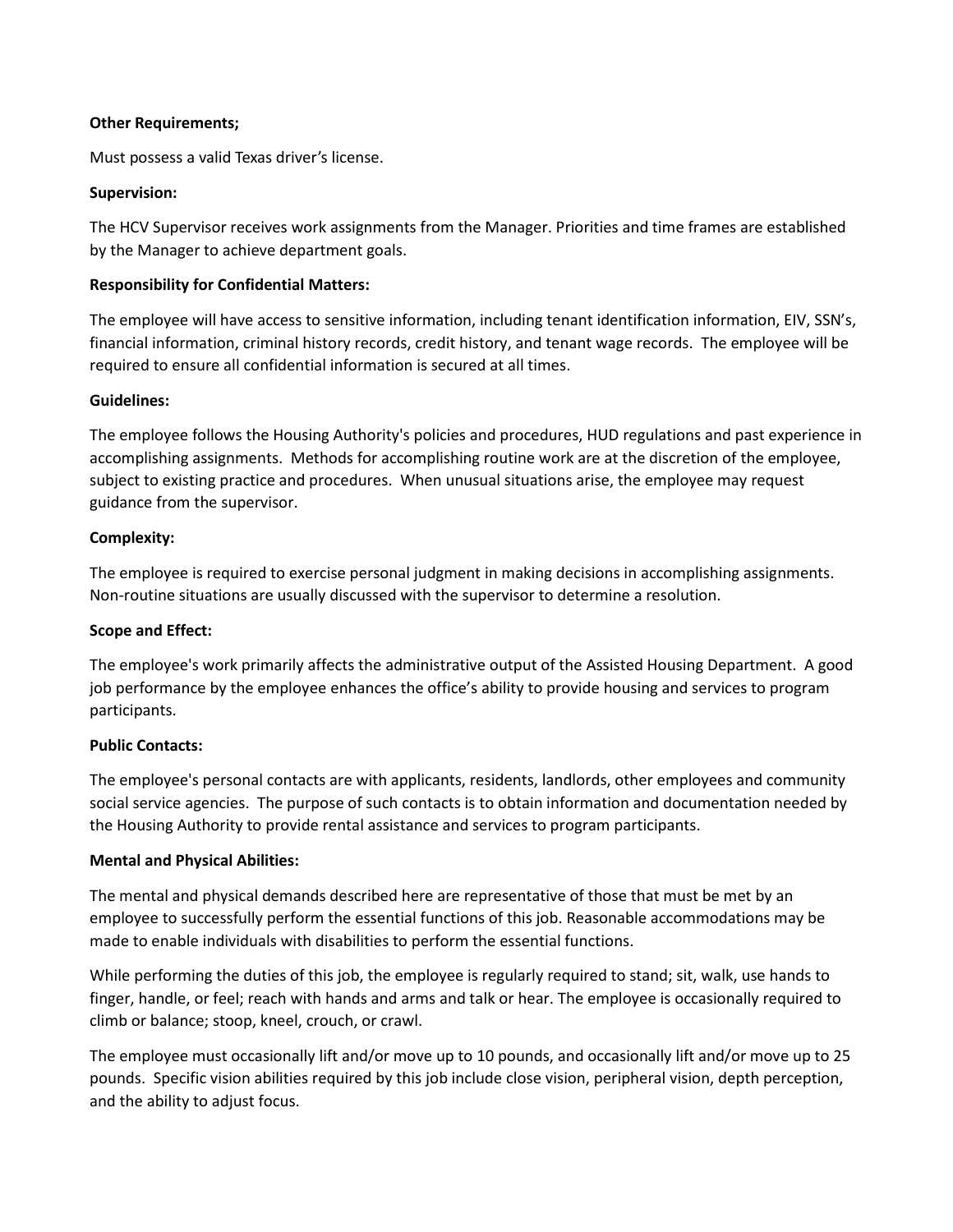**Other Requirements;**

Must possess a valid Texas driver's license.

**Supervision:**

The HCV Supervisor receives work assignments from the Manager. Priorities and time frames are established by the Manager to achieve department goals.

**Responsibility for Confidential Matters:**

The employee will have access to sensitive information, including tenant identification information, EIV, SSN's, financial information, criminal history records, credit history, and tenant wage records. The employee will be required to ensure all confidential information is secured at all times.

**Guidelines:**

The employee follows the Housing Authority's policies and procedures, HUD regulations and past experience in accomplishing assignments. Methods for accomplishing routine work are at the discretion of the employee, subject to existing practice and procedures. When unusual situations arise, the employee may request guidance from the supervisor.

**Complexity:**

The employee is required to exercise personal judgment in making decisions in accomplishing assignments. Non-routine situations are usually discussed with the supervisor to determine a resolution.

**Scope and Effect:**

The employee's work primarily affects the administrative output of the Assisted Housing Department. A good job performance by the employee enhances the office's ability to provide housing and services to program participants.

**Public Contacts:**

The employee's personal contacts are with applicants, residents, landlords, other employees and community social service agencies. The purpose of such contacts is to obtain information and documentation needed by the Housing Authority to provide rental assistance and services to program participants.

**Mental and Physical Abilities:**

The mental and physical demands described here are representative of those that must be met by an employee to successfully perform the essential functions of this job. Reasonable accommodations may be made to enable individuals with disabilities to perform the essential functions.

While performing the duties of this job, the employee is regularly required to stand; sit, walk, use hands to finger, handle, or feel; reach with hands and arms and talk or hear. The employee is occasionally required to climb or balance; stoop, kneel, crouch, or crawl.

The employee must occasionally lift and/or move up to 10 pounds, and occasionally lift and/or move up to 25 pounds. Specific vision abilities required by this job include close vision, peripheral vision, depth perception, and the ability to adjust focus.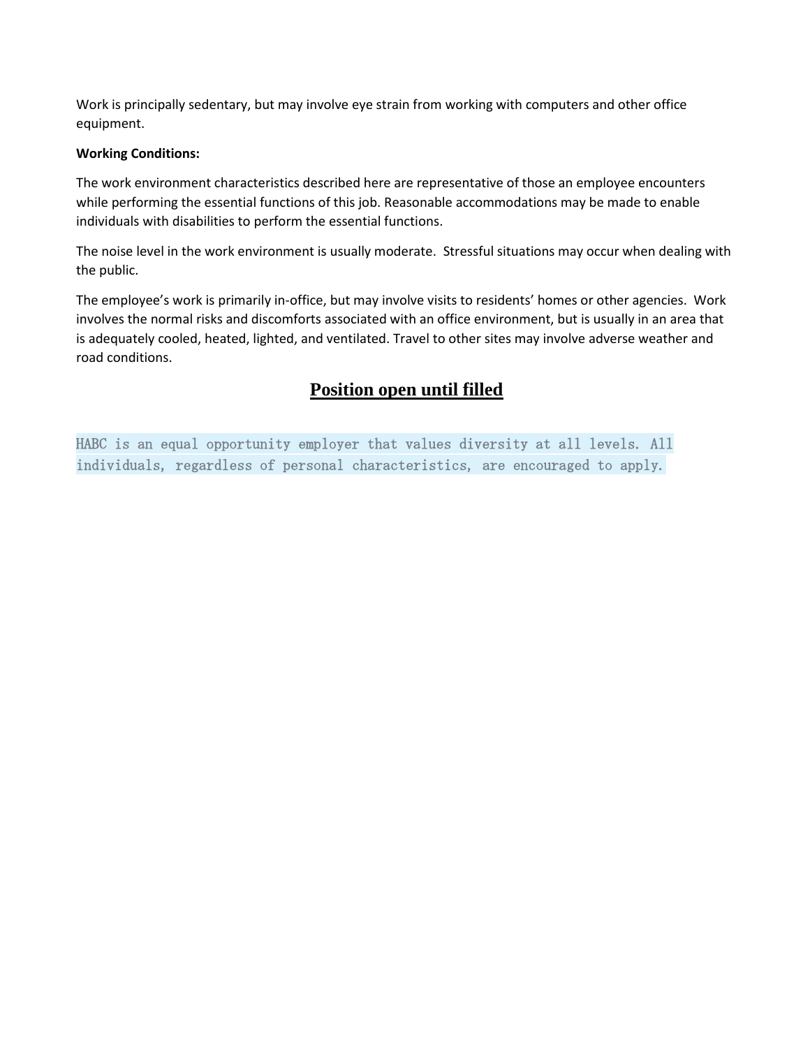Work is principally sedentary, but may involve eye strain from working with computers and other office equipment.

**Working Conditions:**

The work environment characteristics described here are representative of those an employee encounters while performing the essential functions of this job. Reasonable accommodations may be made to enable individuals with disabilities to perform the essential functions.

The noise level in the work environment is usually moderate. Stressful situations may occur when dealing with the public.

The employee's work is primarily in-office, but may involve visits to residents' homes or other agencies. Work involves the normal risks and discomforts associated with an office environment, but is usually in an area that is adequately cooled, heated, lighted, and ventilated. Travel to other sites may involve adverse weather and road conditions.

## **Position open until filled**

HABC is an equal opportunity employer that values diversity at all levels. All individuals, regardless of personal characteristics, are encouraged to apply.